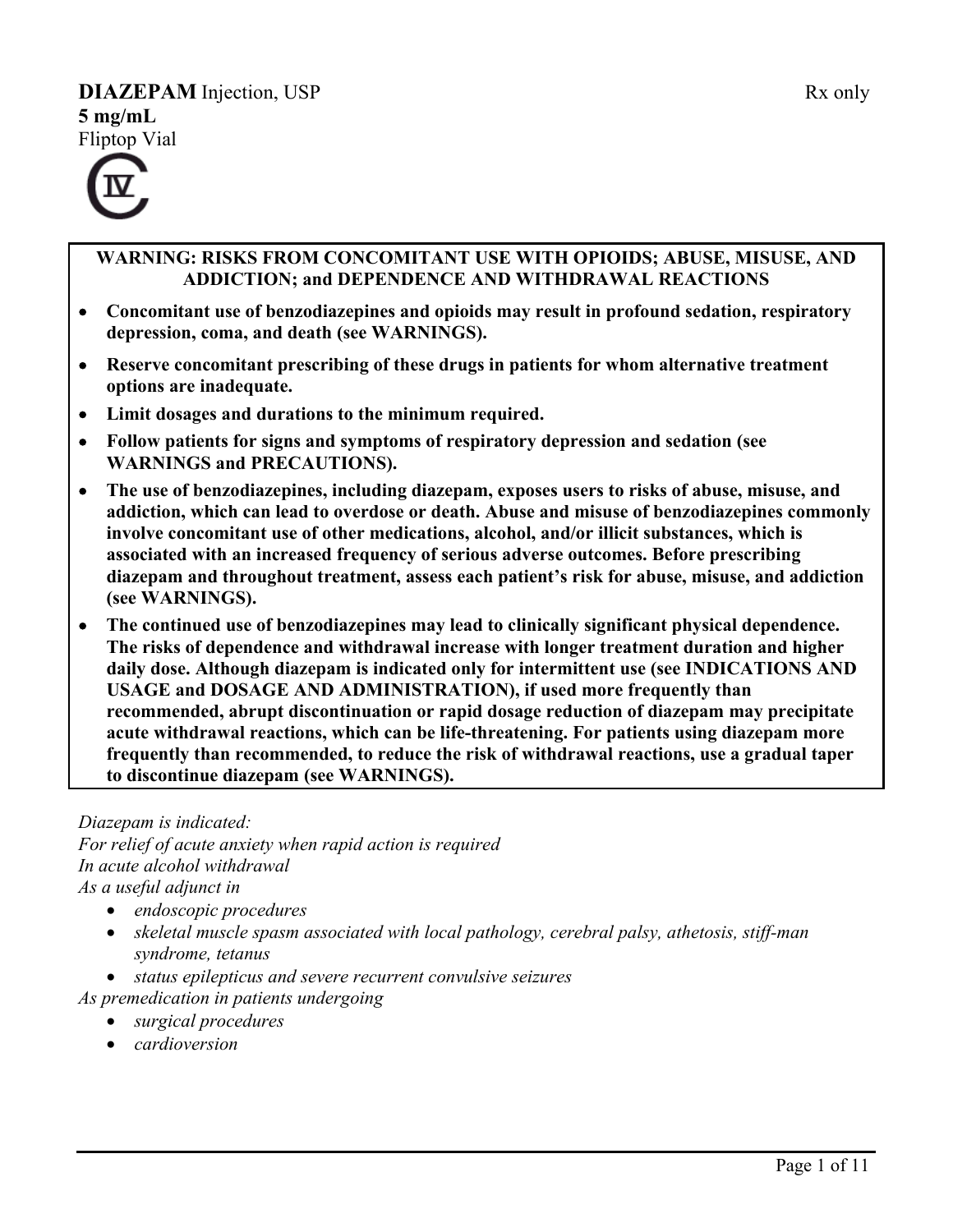**DIAZEPAM** Injection, USP

Rx only

**5 mg/mL**

Fliptop Vial

CIV

**WARNING: RISKS FROM CONCOMITANT USE WITH OPIOIDS; ABUSE, MISUSE, AND ADDICTION; and DEPENDENCE AND WITHDRAWAL REACTIONS**

- **Concomitant use of benzodiazepines and opioids may result in profound sedation, respiratory depression, coma, and death (see WARNINGS).**
- **Reserve concomitant prescribing of these drugs in patients for whom alternative treatment options are inadequate.**
- **Limit dosages and durations to the minimum required.**
- **Follow patients for signs and symptoms of respiratory depression and sedation (see WARNINGS and PRECAUTIONS).**
- **The use of benzodiazepines, including diazepam, exposes users to risks of abuse, misuse, and addiction, which can lead to overdose or death. Abuse and misuse of benzodiazepines commonly involve concomitant use of other medications, alcohol, and/or illicit substances, which is associated with an increased frequency of serious adverse outcomes. Before prescribing diazepam and throughout treatment, assess each patient's risk for abuse, misuse, and addiction (see WARNINGS).**
- **The continued use of benzodiazepines may lead to clinically significant physical dependence. The risks of dependence and withdrawal increase with longer treatment duration and higher daily dose. Although diazepam is indicated only for intermittent use (see INDICATIONS AND USAGE and DOSAGE AND ADMINISTRATION), if used more frequently than recommended, abrupt discontinuation or rapid dosage reduction of diazepam may precipitate acute withdrawal reactions, which can be life-threatening. For patients using diazepam more frequently than recommended, to reduce the risk of withdrawal reactions, use a gradual taper to discontinue diazepam (see WARNINGS).**

*Diazepam is indicated:*

*For relief of acute anxiety when rapid action is required*

*In acute alcohol withdrawal*

*As a useful adjunct in*

- *endoscopic procedures*
- *skeletal muscle spasm associated with local pathology, cerebral palsy, athetosis, stiff-man syndrome, tetanus*
- *status epilepticus and severe recurrent convulsive seizures*

*As premedication in patients undergoing*

- *surgical procedures*
- *cardioversion*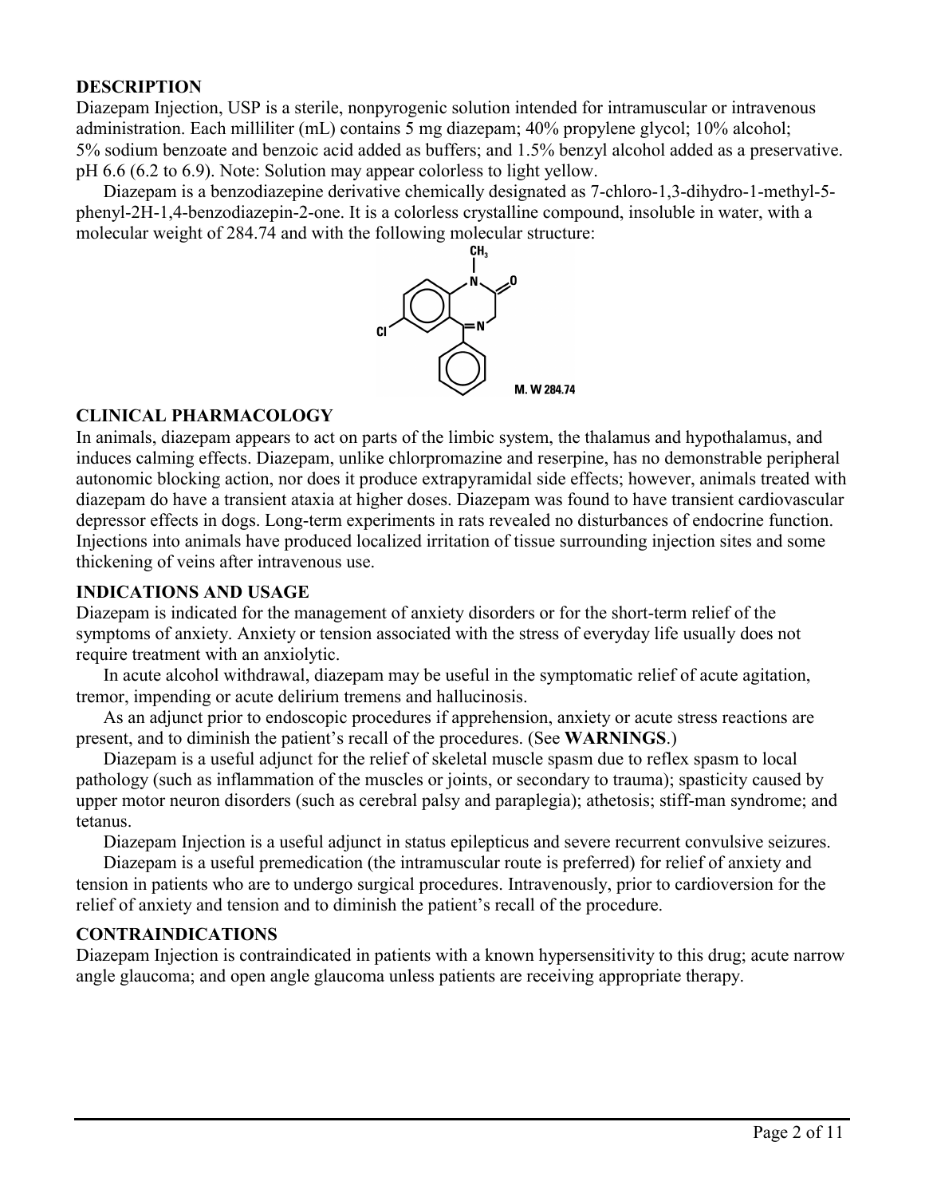## DESCRIPTION

Diazepam Injection, USP is a sterile, nonpyrogenic solution intended for intramuscular or intravenous administration. Each milliliter (mL) contains 5 mg diazepam; 40% propylene glycol; 10% alcohol; 5% sodium benzoate and benzoic acid added as buffers; and 1.5% benzyl alcohol added as a preservative. pH 6.6 (6.2 to 6.9). Note: Solution may appear colorless to light yellow.

Diazepam is a benzodiazepine derivative chemically designated as 7-chloro-1,3-dihydro-1-methyl-5-phenyl-2H-1,4-benzodiazepin-2-one. It is a colorless crystalline compound, insoluble in water, with a molecular weight of 284.74 and with the following molecular structure:

M. W 284.74

## CLINICAL PHARMACOLOGY

In animals, diazepam appears to act on parts of the limbic system, the thalamus and hypothalamus, and induces calming effects. Diazepam, unlike chlorpromazine and reserpine, has no demonstrable peripheral autonomic blocking action, nor does it produce extrapyramidal side effects; however, animals treated with diazepam do have a transient ataxia at higher doses. Diazepam was found to have transient cardiovascular depressor effects in dogs. Long-term experiments in rats revealed no disturbances of endocrine function. Injections into animals have produced localized irritation of tissue surrounding injection sites and some thickening of veins after intravenous use.

## INDICATIONS AND USAGE

Diazepam is indicated for the management of anxiety disorders or for the short-term relief of the symptoms of anxiety. Anxiety or tension associated with the stress of everyday life usually does not require treatment with an anxiolytic.

In acute alcohol withdrawal, diazepam may be useful in the symptomatic relief of acute agitation, tremor, impending or acute delirium tremens and hallucinosis.

As an adjunct prior to endoscopic procedures if apprehension, anxiety or acute stress reactions are present, and to diminish the patient's recall of the procedures. (See **WARNINGS**.)

Diazepam is a useful adjunct for the relief of skeletal muscle spasm due to reflex spasm to local pathology (such as inflammation of the muscles or joints, or secondary to trauma); spasticity caused by upper motor neuron disorders (such as cerebral palsy and paraplegia); athetosis; stiff-man syndrome; and tetanus.

Diazepam Injection is a useful adjunct in status epilepticus and severe recurrent convulsive seizures.

Diazepam is a useful premedication (the intramuscular route is preferred) for relief of anxiety and tension in patients who are to undergo surgical procedures. Intravenously, prior to cardioversion for the relief of anxiety and tension and to diminish the patient's recall of the procedure.

## CONTRAINDICATIONS

Diazepam Injection is contraindicated in patients with a known hypersensitivity to this drug; acute narrow angle glaucoma; and open angle glaucoma unless patients are receiving appropriate therapy.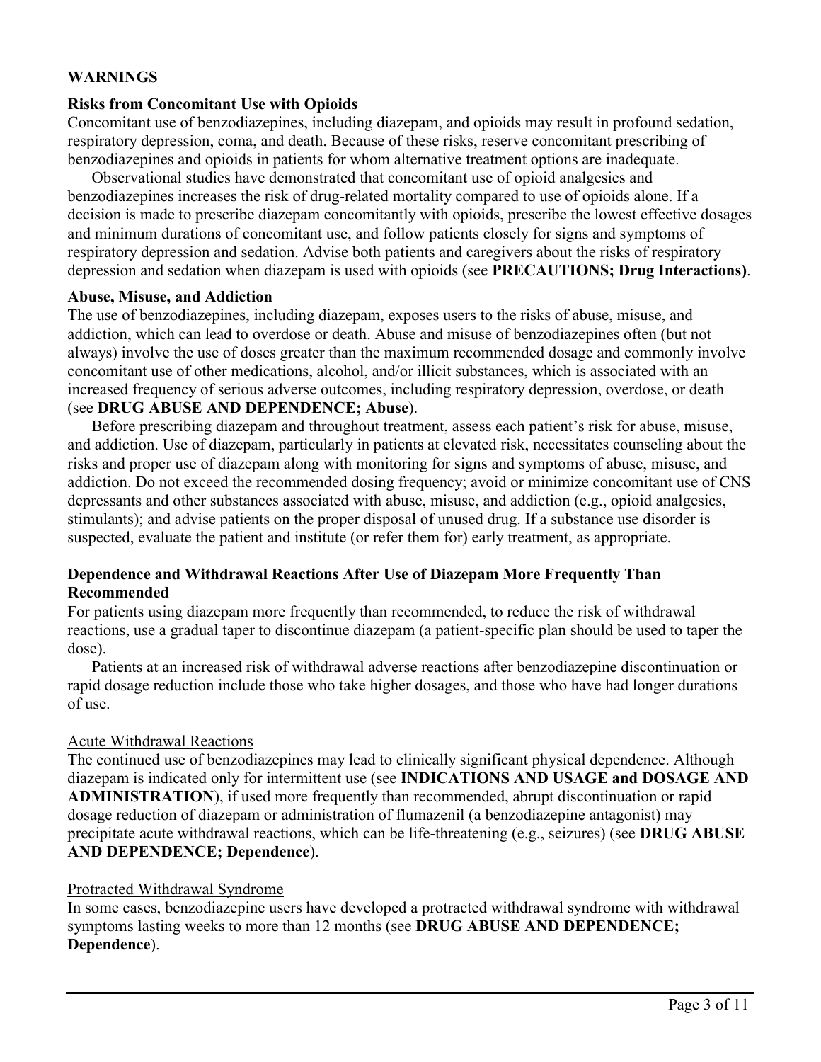## WARNINGS

### Risks from Concomitant Use with Opioids

Concomitant use of benzodiazepines, including diazepam, and opioids may result in profound sedation, respiratory depression, coma, and death. Because of these risks, reserve concomitant prescribing of benzodiazepines and opioids in patients for whom alternative treatment options are inadequate.

Observational studies have demonstrated that concomitant use of opioid analgesics and benzodiazepines increases the risk of drug-related mortality compared to use of opioids alone. If a decision is made to prescribe diazepam concomitantly with opioids, prescribe the lowest effective dosages and minimum durations of concomitant use, and follow patients closely for signs and symptoms of respiratory depression and sedation. Advise both patients and caregivers about the risks of respiratory depression and sedation when diazepam is used with opioids (see **PRECAUTIONS; Drug Interactions)**.

### Abuse, Misuse, and Addiction

The use of benzodiazepines, including diazepam, exposes users to the risks of abuse, misuse, and addiction, which can lead to overdose or death. Abuse and misuse of benzodiazepines often (but not always) involve the use of doses greater than the maximum recommended dosage and commonly involve concomitant use of other medications, alcohol, and/or illicit substances, which is associated with an increased frequency of serious adverse outcomes, including respiratory depression, overdose, or death (see **DRUG ABUSE AND DEPENDENCE; Abuse**).

Before prescribing diazepam and throughout treatment, assess each patient's risk for abuse, misuse, and addiction. Use of diazepam, particularly in patients at elevated risk, necessitates counseling about the risks and proper use of diazepam along with monitoring for signs and symptoms of abuse, misuse, and addiction. Do not exceed the recommended dosing frequency; avoid or minimize concomitant use of CNS depressants and other substances associated with abuse, misuse, and addiction (e.g., opioid analgesics, stimulants); and advise patients on the proper disposal of unused drug. If a substance use disorder is suspected, evaluate the patient and institute (or refer them for) early treatment, as appropriate.

### Dependence and Withdrawal Reactions After Use of Diazepam More Frequently Than Recommended

For patients using diazepam more frequently than recommended, to reduce the risk of withdrawal reactions, use a gradual taper to discontinue diazepam (a patient-specific plan should be used to taper the dose).

Patients at an increased risk of withdrawal adverse reactions after benzodiazepine discontinuation or rapid dosage reduction include those who take higher dosages, and those who have had longer durations of use.

#### Acute Withdrawal Reactions

The continued use of benzodiazepines may lead to clinically significant physical dependence. Although diazepam is indicated only for intermittent use (see **INDICATIONS AND USAGE and DOSAGE AND ADMINISTRATION**), if used more frequently than recommended, abrupt discontinuation or rapid dosage reduction of diazepam or administration of flumazenil (a benzodiazepine antagonist) may precipitate acute withdrawal reactions, which can be life-threatening (e.g., seizures) (see **DRUG ABUSE AND DEPENDENCE; Dependence**).

#### Protracted Withdrawal Syndrome

In some cases, benzodiazepine users have developed a protracted withdrawal syndrome with withdrawal symptoms lasting weeks to more than 12 months (see **DRUG ABUSE AND DEPENDENCE; Dependence**).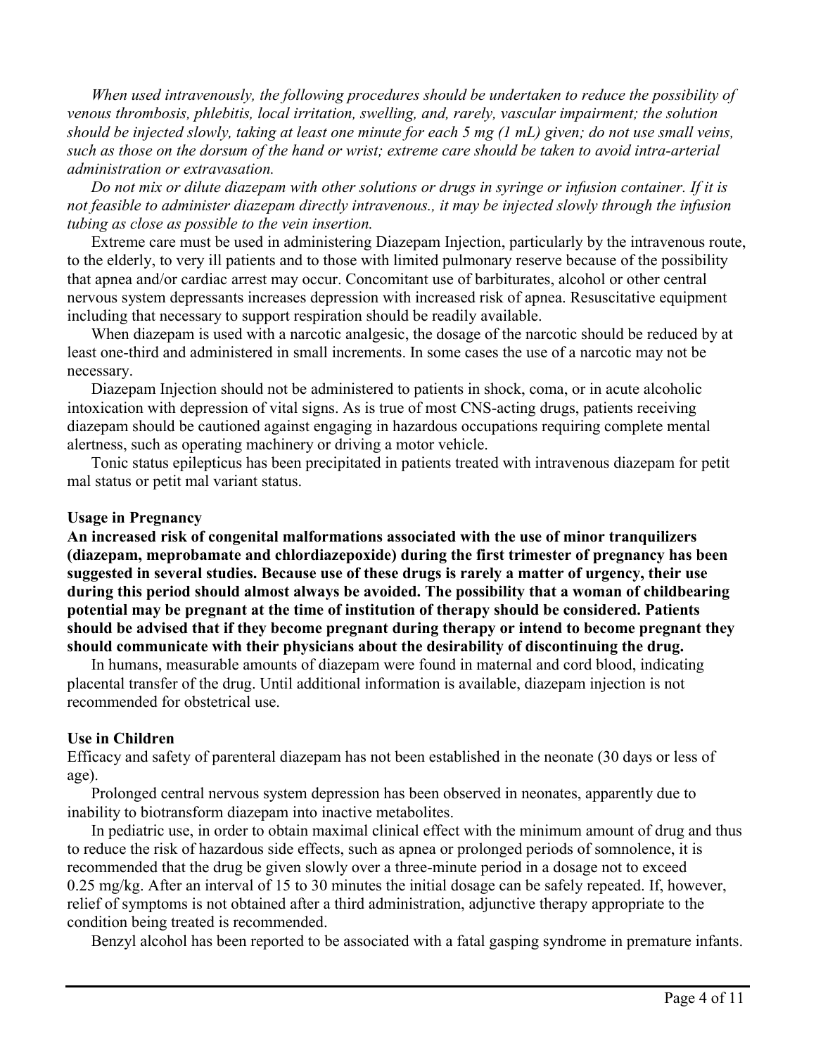*When used intravenously, the following procedures should be undertaken to reduce the possibility of venous thrombosis, phlebitis, local irritation, swelling, and, rarely, vascular impairment; the solution should be injected slowly, taking at least one minute for each 5 mg (1 mL) given; do not use small veins, such as those on the dorsum of the hand or wrist; extreme care should be taken to avoid intra-arterial administration or extravasation.*

*Do not mix or dilute diazepam with other solutions or drugs in syringe or infusion container. If it is not feasible to administer diazepam directly intravenous., it may be injected slowly through the infusion tubing as close as possible to the vein insertion.*

Extreme care must be used in administering Diazepam Injection, particularly by the intravenous route, to the elderly, to very ill patients and to those with limited pulmonary reserve because of the possibility that apnea and/or cardiac arrest may occur. Concomitant use of barbiturates, alcohol or other central nervous system depressants increases depression with increased risk of apnea. Resuscitative equipment including that necessary to support respiration should be readily available.

When diazepam is used with a narcotic analgesic, the dosage of the narcotic should be reduced by at least one-third and administered in small increments. In some cases the use of a narcotic may not be necessary.

Diazepam Injection should not be administered to patients in shock, coma, or in acute alcoholic intoxication with depression of vital signs. As is true of most CNS-acting drugs, patients receiving diazepam should be cautioned against engaging in hazardous occupations requiring complete mental alertness, such as operating machinery or driving a motor vehicle.

Tonic status epilepticus has been precipitated in patients treated with intravenous diazepam for petit mal status or petit mal variant status.

**Usage in Pregnancy**

**An increased risk of congenital malformations associated with the use of minor tranquilizers (diazepam, meprobamate and chlordiazepoxide) during the first trimester of pregnancy has been suggested in several studies. Because use of these drugs is rarely a matter of urgency, their use during this period should almost always be avoided. The possibility that a woman of childbearing potential may be pregnant at the time of institution of therapy should be considered. Patients should be advised that if they become pregnant during therapy or intend to become pregnant they should communicate with their physicians about the desirability of discontinuing the drug.**

In humans, measurable amounts of diazepam were found in maternal and cord blood, indicating placental transfer of the drug. Until additional information is available, diazepam injection is not recommended for obstetrical use.

**Use in Children**

Efficacy and safety of parenteral diazepam has not been established in the neonate (30 days or less of age).

Prolonged central nervous system depression has been observed in neonates, apparently due to inability to biotransform diazepam into inactive metabolites.

In pediatric use, in order to obtain maximal clinical effect with the minimum amount of drug and thus to reduce the risk of hazardous side effects, such as apnea or prolonged periods of somnolence, it is recommended that the drug be given slowly over a three-minute period in a dosage not to exceed 0.25 mg/kg. After an interval of 15 to 30 minutes the initial dosage can be safely repeated. If, however, relief of symptoms is not obtained after a third administration, adjunctive therapy appropriate to the condition being treated is recommended.

Benzyl alcohol has been reported to be associated with a fatal gasping syndrome in premature infants.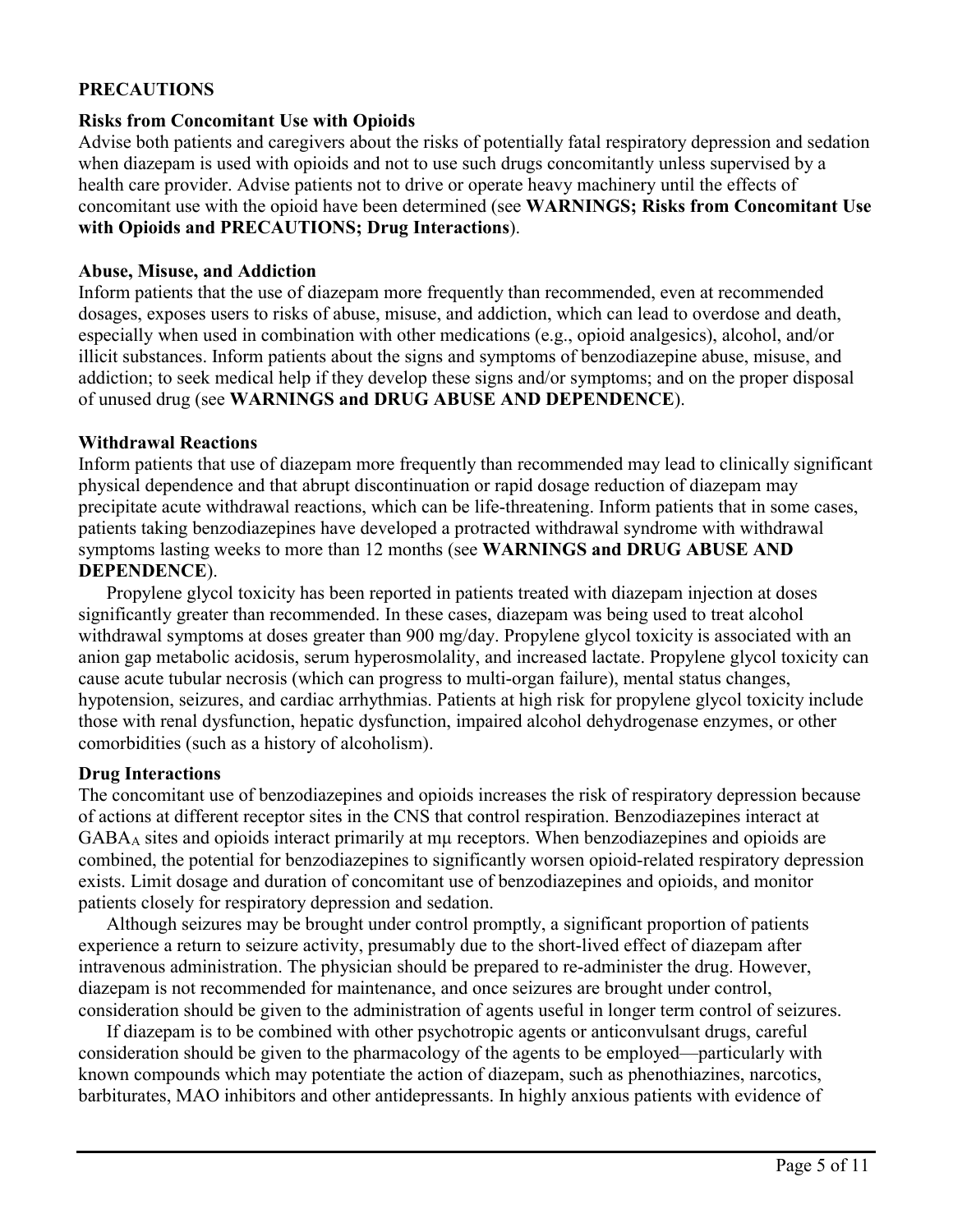## PRECAUTIONS

### Risks from Concomitant Use with Opioids

Advise both patients and caregivers about the risks of potentially fatal respiratory depression and sedation when diazepam is used with opioids and not to use such drugs concomitantly unless supervised by a health care provider. Advise patients not to drive or operate heavy machinery until the effects of concomitant use with the opioid have been determined (see **WARNINGS; Risks from Concomitant Use with Opioids and PRECAUTIONS; Drug Interactions**).

### Abuse, Misuse, and Addiction

Inform patients that the use of diazepam more frequently than recommended, even at recommended dosages, exposes users to risks of abuse, misuse, and addiction, which can lead to overdose and death, especially when used in combination with other medications (e.g., opioid analgesics), alcohol, and/or illicit substances. Inform patients about the signs and symptoms of benzodiazepine abuse, misuse, and addiction; to seek medical help if they develop these signs and/or symptoms; and on the proper disposal of unused drug (see **WARNINGS and DRUG ABUSE AND DEPENDENCE**).

### Withdrawal Reactions

Inform patients that use of diazepam more frequently than recommended may lead to clinically significant physical dependence and that abrupt discontinuation or rapid dosage reduction of diazepam may precipitate acute withdrawal reactions, which can be life-threatening. Inform patients that in some cases, patients taking benzodiazepines have developed a protracted withdrawal syndrome with withdrawal symptoms lasting weeks to more than 12 months (see **WARNINGS and DRUG ABUSE AND DEPENDENCE**).

Propylene glycol toxicity has been reported in patients treated with diazepam injection at doses significantly greater than recommended. In these cases, diazepam was being used to treat alcohol withdrawal symptoms at doses greater than 900 mg/day. Propylene glycol toxicity is associated with an anion gap metabolic acidosis, serum hyperosmolality, and increased lactate. Propylene glycol toxicity can cause acute tubular necrosis (which can progress to multi-organ failure), mental status changes, hypotension, seizures, and cardiac arrhythmias. Patients at high risk for propylene glycol toxicity include those with renal dysfunction, hepatic dysfunction, impaired alcohol dehydrogenase enzymes, or other comorbidities (such as a history of alcoholism).

### Drug Interactions

The concomitant use of benzodiazepines and opioids increases the risk of respiratory depression because of actions at different receptor sites in the CNS that control respiration. Benzodiazepines interact at $GABA_A$ sites and opioids interact primarily at mμ receptors. When benzodiazepines and opioids are combined, the potential for benzodiazepines to significantly worsen opioid-related respiratory depression exists. Limit dosage and duration of concomitant use of benzodiazepines and opioids, and monitor patients closely for respiratory depression and sedation.

Although seizures may be brought under control promptly, a significant proportion of patients experience a return to seizure activity, presumably due to the short-lived effect of diazepam after intravenous administration. The physician should be prepared to re-administer the drug. However, diazepam is not recommended for maintenance, and once seizures are brought under control, consideration should be given to the administration of agents useful in longer term control of seizures.

If diazepam is to be combined with other psychotropic agents or anticonvulsant drugs, careful consideration should be given to the pharmacology of the agents to be employed—particularly with known compounds which may potentiate the action of diazepam, such as phenothiazines, narcotics, barbiturates, MAO inhibitors and other antidepressants. In highly anxious patients with evidence of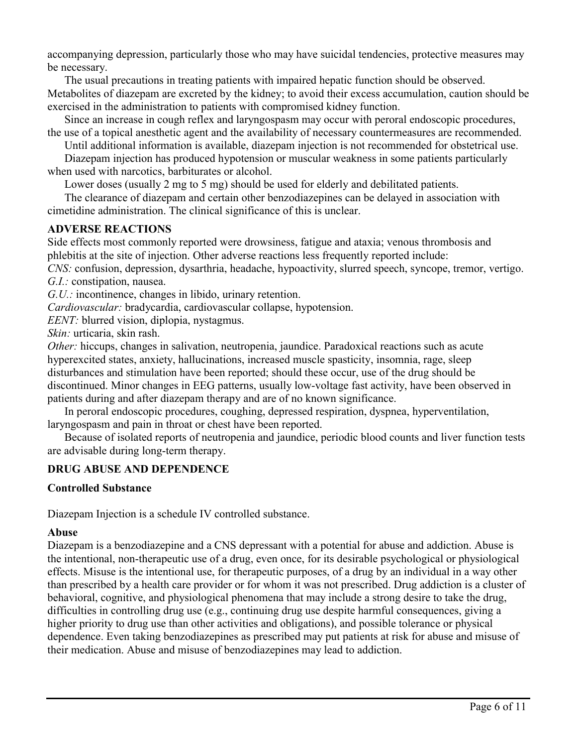accompanying depression, particularly those who may have suicidal tendencies, protective measures may be necessary.

The usual precautions in treating patients with impaired hepatic function should be observed. Metabolites of diazepam are excreted by the kidney; to avoid their excess accumulation, caution should be exercised in the administration to patients with compromised kidney function.

Since an increase in cough reflex and laryngospasm may occur with peroral endoscopic procedures, the use of a topical anesthetic agent and the availability of necessary countermeasures are recommended.

Until additional information is available, diazepam injection is not recommended for obstetrical use.

Diazepam injection has produced hypotension or muscular weakness in some patients particularly when used with narcotics, barbiturates or alcohol.

Lower doses (usually 2 mg to 5 mg) should be used for elderly and debilitated patients.

The clearance of diazepam and certain other benzodiazepines can be delayed in association with cimetidine administration. The clinical significance of this is unclear.

## ADVERSE REACTIONS

Side effects most commonly reported were drowsiness, fatigue and ataxia; venous thrombosis and phlebitis at the site of injection. Other adverse reactions less frequently reported include:

*CNS:* confusion, depression, dysarthria, headache, hypoactivity, slurred speech, syncope, tremor, vertigo.
*G.I.:* constipation, nausea.
*G.U.:* incontinence, changes in libido, urinary retention.
*Cardiovascular:* bradycardia, cardiovascular collapse, hypotension.
*EENT:* blurred vision, diplopia, nystagmus.
*Skin:* urticaria, skin rash.
*Other:* hiccups, changes in salivation, neutropenia, jaundice. Paradoxical reactions such as acute hyperexcited states, anxiety, hallucinations, increased muscle spasticity, insomnia, rage, sleep disturbances and stimulation have been reported; should these occur, use of the drug should be discontinued. Minor changes in EEG patterns, usually low-voltage fast activity, have been observed in patients during and after diazepam therapy and are of no known significance.

In peroral endoscopic procedures, coughing, depressed respiration, dyspnea, hyperventilation, laryngospasm and pain in throat or chest have been reported.

Because of isolated reports of neutropenia and jaundice, periodic blood counts and liver function tests are advisable during long-term therapy.

## DRUG ABUSE AND DEPENDENCE

### Controlled Substance

Diazepam Injection is a schedule IV controlled substance.

### Abuse

Diazepam is a benzodiazepine and a CNS depressant with a potential for abuse and addiction. Abuse is the intentional, non-therapeutic use of a drug, even once, for its desirable psychological or physiological effects. Misuse is the intentional use, for therapeutic purposes, of a drug by an individual in a way other than prescribed by a health care provider or for whom it was not prescribed. Drug addiction is a cluster of behavioral, cognitive, and physiological phenomena that may include a strong desire to take the drug, difficulties in controlling drug use (e.g., continuing drug use despite harmful consequences, giving a higher priority to drug use than other activities and obligations), and possible tolerance or physical dependence. Even taking benzodiazepines as prescribed may put patients at risk for abuse and misuse of their medication. Abuse and misuse of benzodiazepines may lead to addiction.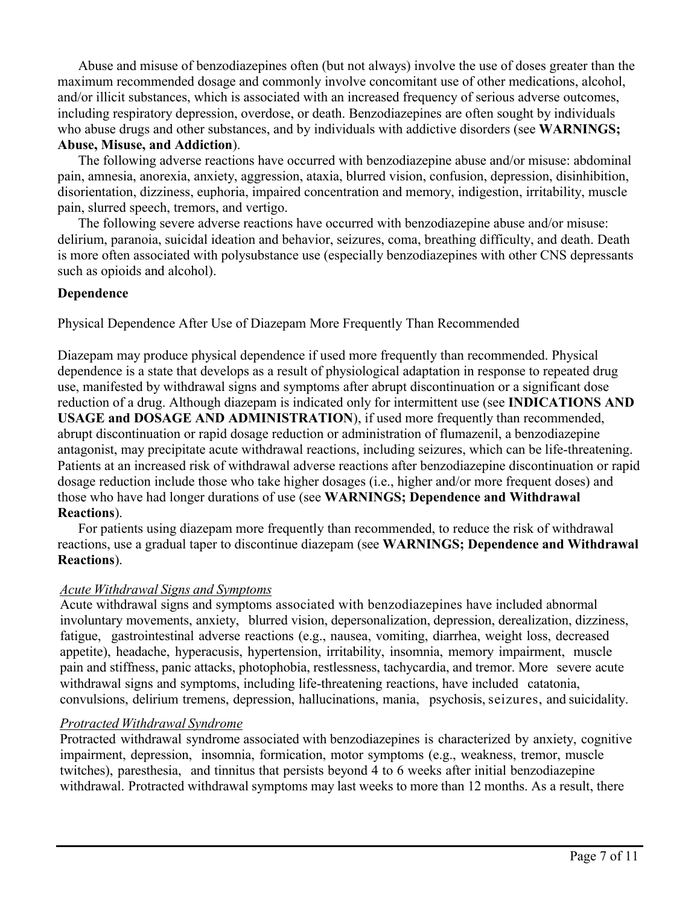Abuse and misuse of benzodiazepines often (but not always) involve the use of doses greater than the maximum recommended dosage and commonly involve concomitant use of other medications, alcohol, and/or illicit substances, which is associated with an increased frequency of serious adverse outcomes, including respiratory depression, overdose, or death. Benzodiazepines are often sought by individuals who abuse drugs and other substances, and by individuals with addictive disorders (see **WARNINGS; Abuse, Misuse, and Addiction**).

The following adverse reactions have occurred with benzodiazepine abuse and/or misuse: abdominal pain, amnesia, anorexia, anxiety, aggression, ataxia, blurred vision, confusion, depression, disinhibition, disorientation, dizziness, euphoria, impaired concentration and memory, indigestion, irritability, muscle pain, slurred speech, tremors, and vertigo.

The following severe adverse reactions have occurred with benzodiazepine abuse and/or misuse: delirium, paranoia, suicidal ideation and behavior, seizures, coma, breathing difficulty, and death. Death is more often associated with polysubstance use (especially benzodiazepines with other CNS depressants such as opioids and alcohol).

**Dependence**

Physical Dependence After Use of Diazepam More Frequently Than Recommended

Diazepam may produce physical dependence if used more frequently than recommended. Physical dependence is a state that develops as a result of physiological adaptation in response to repeated drug use, manifested by withdrawal signs and symptoms after abrupt discontinuation or a significant dose reduction of a drug. Although diazepam is indicated only for intermittent use (see **INDICATIONS AND USAGE and DOSAGE AND ADMINISTRATION**), if used more frequently than recommended, abrupt discontinuation or rapid dosage reduction or administration of flumazenil, a benzodiazepine antagonist, may precipitate acute withdrawal reactions, including seizures, which can be life-threatening. Patients at an increased risk of withdrawal adverse reactions after benzodiazepine discontinuation or rapid dosage reduction include those who take higher dosages (i.e., higher and/or more frequent doses) and those who have had longer durations of use (see **WARNINGS; Dependence and Withdrawal Reactions**).

For patients using diazepam more frequently than recommended, to reduce the risk of withdrawal reactions, use a gradual taper to discontinue diazepam (see **WARNINGS; Dependence and Withdrawal Reactions**).

*Acute Withdrawal Signs and Symptoms*

Acute withdrawal signs and symptoms associated with benzodiazepines have included abnormal involuntary movements, anxiety, blurred vision, depersonalization, depression, derealization, dizziness, fatigue, gastrointestinal adverse reactions (e.g., nausea, vomiting, diarrhea, weight loss, decreased appetite), headache, hyperacusis, hypertension, irritability, insomnia, memory impairment, muscle pain and stiffness, panic attacks, photophobia, restlessness, tachycardia, and tremor. More severe acute withdrawal signs and symptoms, including life-threatening reactions, have included catatonia, convulsions, delirium tremens, depression, hallucinations, mania, psychosis, seizures, and suicidality.

*Protracted Withdrawal Syndrome*

Protracted withdrawal syndrome associated with benzodiazepines is characterized by anxiety, cognitive impairment, depression, insomnia, formication, motor symptoms (e.g., weakness, tremor, muscle twitches), paresthesia, and tinnitus that persists beyond 4 to 6 weeks after initial benzodiazepine withdrawal. Protracted withdrawal symptoms may last weeks to more than 12 months. As a result, there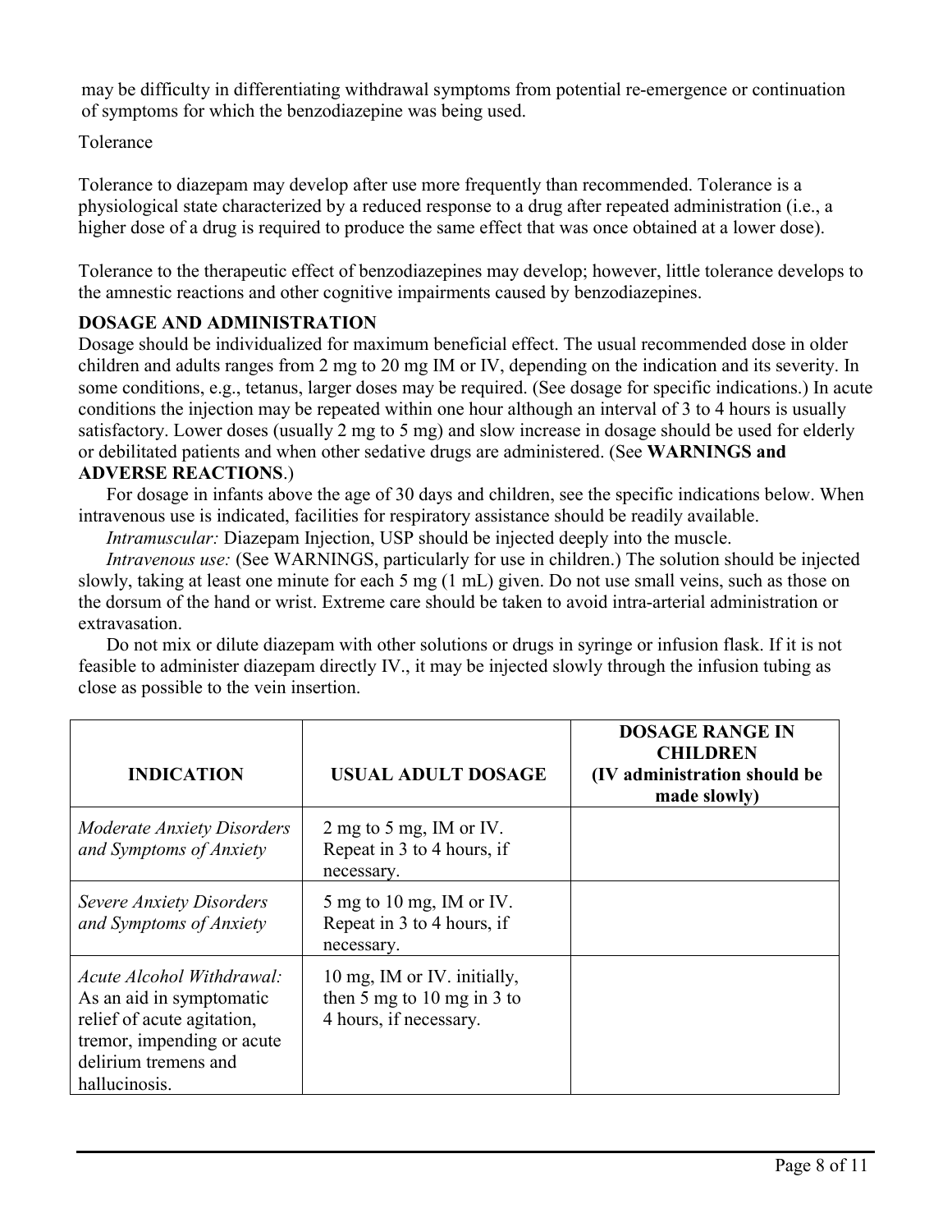may be difficulty in differentiating withdrawal symptoms from potential re-emergence or continuation of symptoms for which the benzodiazepine was being used.

Tolerance

Tolerance to diazepam may develop after use more frequently than recommended. Tolerance is a physiological state characterized by a reduced response to a drug after repeated administration (i.e., a higher dose of a drug is required to produce the same effect that was once obtained at a lower dose).

Tolerance to the therapeutic effect of benzodiazepines may develop; however, little tolerance develops to the amnestic reactions and other cognitive impairments caused by benzodiazepines.

## DOSAGE AND ADMINISTRATION

Dosage should be individualized for maximum beneficial effect. The usual recommended dose in older children and adults ranges from 2 mg to 20 mg IM or IV, depending on the indication and its severity. In some conditions, e.g., tetanus, larger doses may be required. (See dosage for specific indications.) In acute conditions the injection may be repeated within one hour although an interval of 3 to 4 hours is usually satisfactory. Lower doses (usually 2 mg to 5 mg) and slow increase in dosage should be used for elderly or debilitated patients and when other sedative drugs are administered. (See **WARNINGS and ADVERSE REACTIONS**.)

For dosage in infants above the age of 30 days and children, see the specific indications below. When intravenous use is indicated, facilities for respiratory assistance should be readily available.

*Intramuscular:* Diazepam Injection, USP should be injected deeply into the muscle.

*Intravenous use:* (See WARNINGS, particularly for use in children.) The solution should be injected slowly, taking at least one minute for each 5 mg (1 mL) given. Do not use small veins, such as those on the dorsum of the hand or wrist. Extreme care should be taken to avoid intra-arterial administration or extravasation.

Do not mix or dilute diazepam with other solutions or drugs in syringe or infusion flask. If it is not feasible to administer diazepam directly IV., it may be injected slowly through the infusion tubing as close as possible to the vein insertion.

| INDICATION | USUAL ADULT DOSAGE | DOSAGE RANGE IN CHILDREN (IV administration should be made slowly) |
|---|---|---|
| *Moderate Anxiety Disorders and Symptoms of Anxiety* | 2 mg to 5 mg, IM or IV. Repeat in 3 to 4 hours, if necessary. | |
| *Severe Anxiety Disorders and Symptoms of Anxiety* | 5 mg to 10 mg, IM or IV. Repeat in 3 to 4 hours, if necessary. | |
| *Acute Alcohol Withdrawal:* As an aid in symptomatic relief of acute agitation, tremor, impending or acute delirium tremens and hallucinosis. | 10 mg, IM or IV. initially, then 5 mg to 10 mg in 3 to 4 hours, if necessary. | |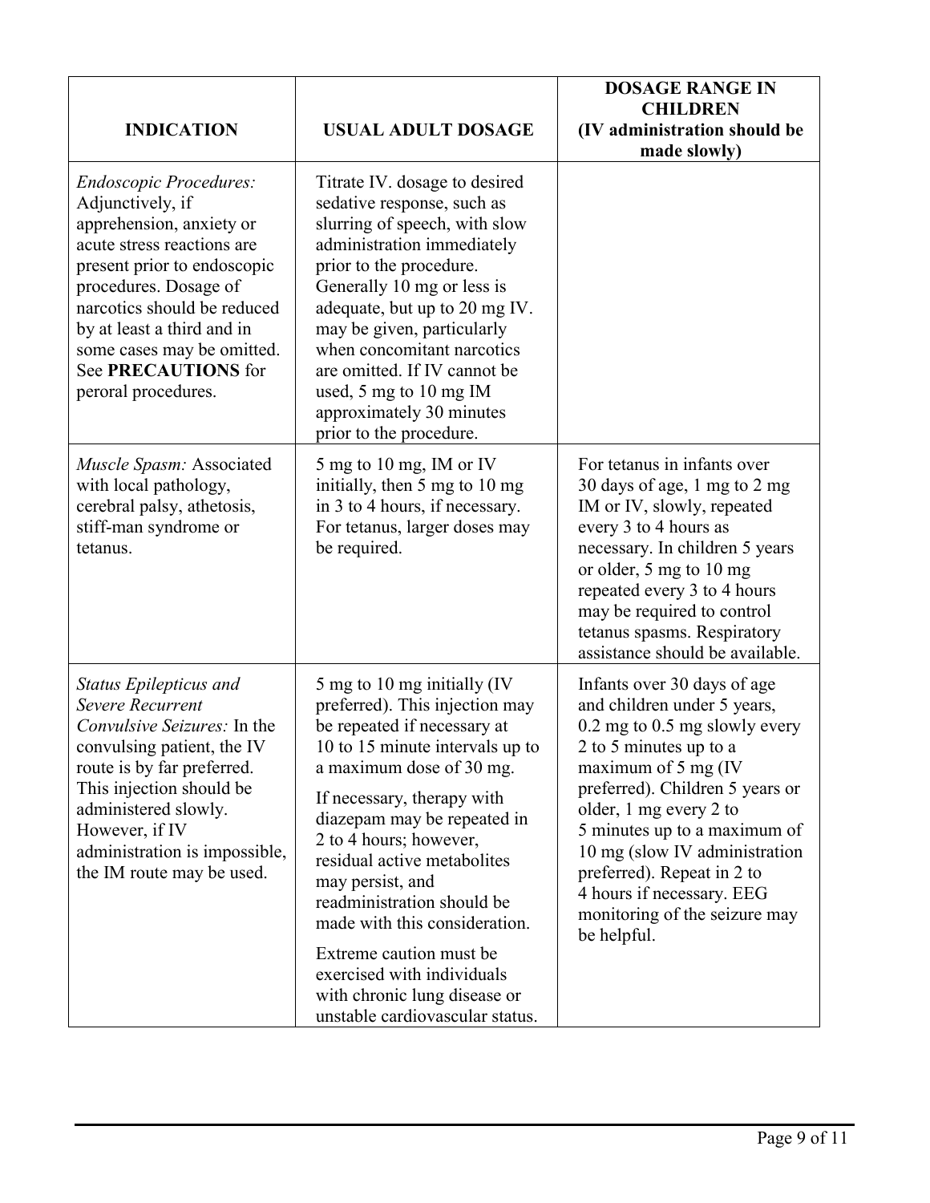| INDICATION | USUAL ADULT DOSAGE | DOSAGE RANGE IN CHILDREN (IV administration should be made slowly) |
|---|---|---|
| *Endoscopic Procedures:* Adjunctively, if apprehension, anxiety or acute stress reactions are present prior to endoscopic procedures. Dosage of narcotics should be reduced by at least a third and in some cases may be omitted. See **PRECAUTIONS** for peroral procedures. | Titrate IV. dosage to desired sedative response, such as slurring of speech, with slow administration immediately prior to the procedure. Generally 10 mg or less is adequate, but up to 20 mg IV. may be given, particularly when concomitant narcotics are omitted. If IV cannot be used, 5 mg to 10 mg IM approximately 30 minutes prior to the procedure. | |
| *Muscle Spasm:* Associated with local pathology, cerebral palsy, athetosis, stiff-man syndrome or tetanus. | 5 mg to 10 mg, IM or IV initially, then 5 mg to 10 mg in 3 to 4 hours, if necessary. For tetanus, larger doses may be required. | For tetanus in infants over 30 days of age, 1 mg to 2 mg IM or IV, slowly, repeated every 3 to 4 hours as necessary. In children 5 years or older, 5 mg to 10 mg repeated every 3 to 4 hours may be required to control tetanus spasms. Respiratory assistance should be available. |
| *Status Epilepticus and Severe Recurrent Convulsive Seizures:* In the convulsing patient, the IV route is by far preferred. This injection should be administered slowly. However, if IV administration is impossible, the IM route may be used. | 5 mg to 10 mg initially (IV preferred). This injection may be repeated if necessary at 10 to 15 minute intervals up to a maximum dose of 30 mg.<br><br>If necessary, therapy with diazepam may be repeated in 2 to 4 hours; however, residual active metabolites may persist, and readministration should be made with this consideration.<br><br>Extreme caution must be exercised with individuals with chronic lung disease or unstable cardiovascular status. | Infants over 30 days of age and children under 5 years, 0.2 mg to 0.5 mg slowly every 2 to 5 minutes up to a maximum of 5 mg (IV preferred). Children 5 years or older, 1 mg every 2 to 5 minutes up to a maximum of 10 mg (slow IV administration preferred). Repeat in 2 to 4 hours if necessary. EEG monitoring of the seizure may be helpful. |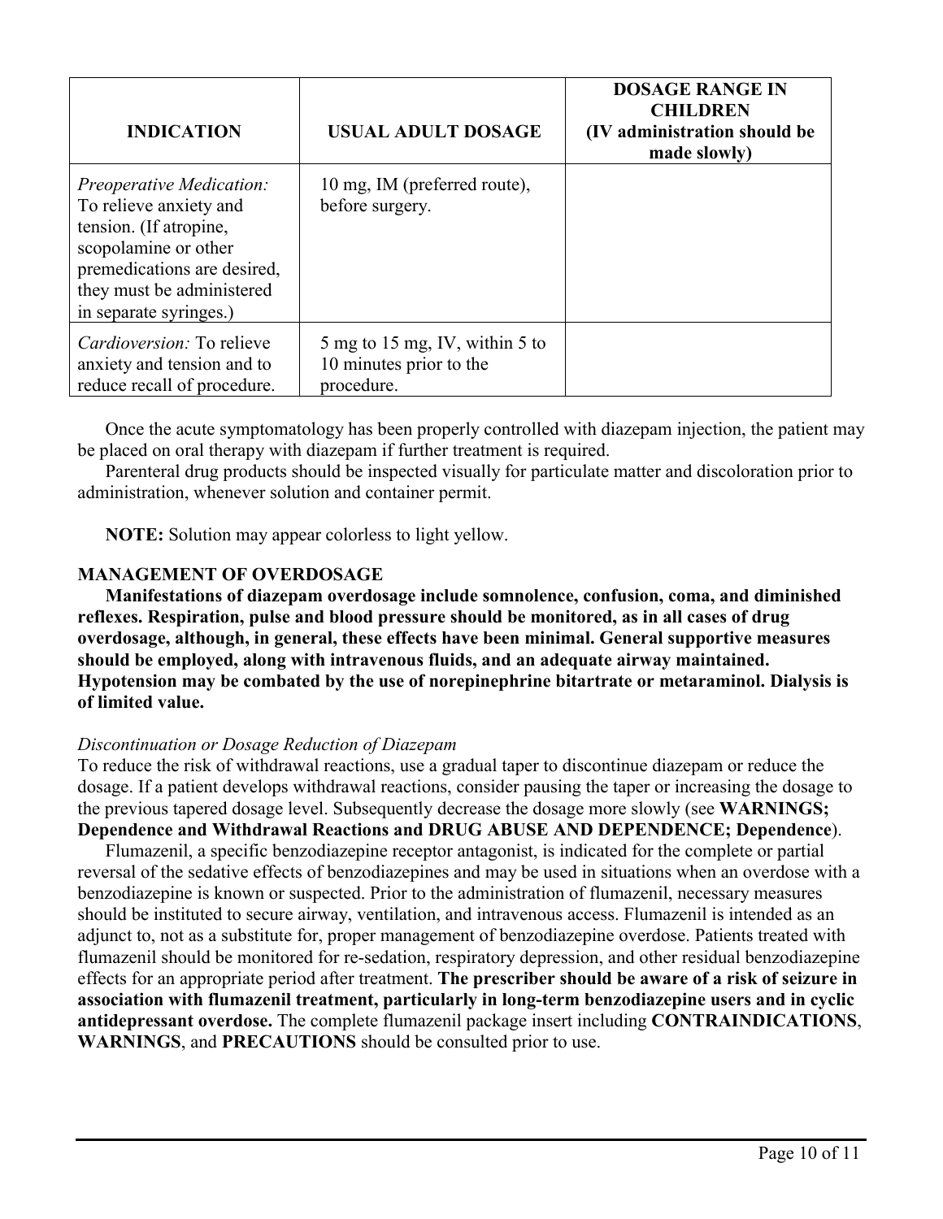| INDICATION | USUAL ADULT DOSAGE | DOSAGE RANGE IN CHILDREN (IV administration should be made slowly) |
|---|---|---|
| *Preoperative Medication:* To relieve anxiety and tension. (If atropine, scopolamine or other premedications are desired, they must be administered in separate syringes.) | 10 mg, IM (preferred route), before surgery. | |
| *Cardioversion:* To relieve anxiety and tension and to reduce recall of procedure. | 5 mg to 15 mg, IV, within 5 to 10 minutes prior to the procedure. | |

Once the acute symptomatology has been properly controlled with diazepam injection, the patient may be placed on oral therapy with diazepam if further treatment is required.

Parenteral drug products should be inspected visually for particulate matter and discoloration prior to administration, whenever solution and container permit.

**NOTE:** Solution may appear colorless to light yellow.

## MANAGEMENT OF OVERDOSAGE

**Manifestations of diazepam overdosage include somnolence, confusion, coma, and diminished reflexes. Respiration, pulse and blood pressure should be monitored, as in all cases of drug overdosage, although, in general, these effects have been minimal. General supportive measures should be employed, along with intravenous fluids, and an adequate airway maintained. Hypotension may be combated by the use of norepinephrine bitartrate or metaraminol. Dialysis is of limited value.**

*Discontinuation or Dosage Reduction of Diazepam*

To reduce the risk of withdrawal reactions, use a gradual taper to discontinue diazepam or reduce the dosage. If a patient develops withdrawal reactions, consider pausing the taper or increasing the dosage to the previous tapered dosage level. Subsequently decrease the dosage more slowly (see **WARNINGS; Dependence and Withdrawal Reactions and DRUG ABUSE AND DEPENDENCE; Dependence**).

Flumazenil, a specific benzodiazepine receptor antagonist, is indicated for the complete or partial reversal of the sedative effects of benzodiazepines and may be used in situations when an overdose with a benzodiazepine is known or suspected. Prior to the administration of flumazenil, necessary measures should be instituted to secure airway, ventilation, and intravenous access. Flumazenil is intended as an adjunct to, not as a substitute for, proper management of benzodiazepine overdose. Patients treated with flumazenil should be monitored for re-sedation, respiratory depression, and other residual benzodiazepine effects for an appropriate period after treatment. **The prescriber should be aware of a risk of seizure in association with flumazenil treatment, particularly in long-term benzodiazepine users and in cyclic antidepressant overdose.** The complete flumazenil package insert including **CONTRAINDICATIONS**, **WARNINGS**, and **PRECAUTIONS** should be consulted prior to use.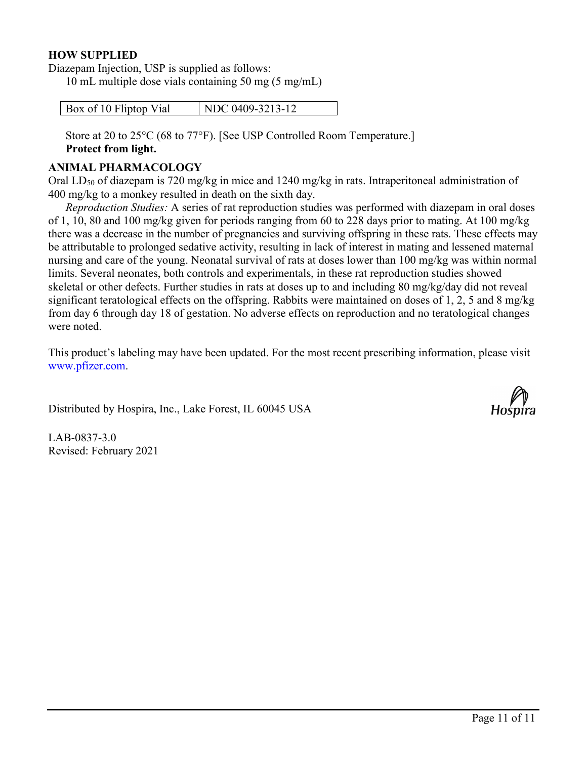## HOW SUPPLIED

Diazepam Injection, USP is supplied as follows:

10 mL multiple dose vials containing 50 mg (5 mg/mL)

| | |
|---|---|
| Box of 10 Fliptop Vial | NDC 0409-3213-12 |

Store at 20 to 25°C (68 to 77°F). [See USP Controlled Room Temperature.]

**Protect from light.**

## ANIMAL PHARMACOLOGY

Oral $LD_{50}$ of diazepam is 720 mg/kg in mice and 1240 mg/kg in rats. Intraperitoneal administration of 400 mg/kg to a monkey resulted in death on the sixth day.

*Reproduction Studies:* A series of rat reproduction studies was performed with diazepam in oral doses of 1, 10, 80 and 100 mg/kg given for periods ranging from 60 to 228 days prior to mating. At 100 mg/kg there was a decrease in the number of pregnancies and surviving offspring in these rats. These effects may be attributable to prolonged sedative activity, resulting in lack of interest in mating and lessened maternal nursing and care of the young. Neonatal survival of rats at doses lower than 100 mg/kg was within normal limits. Several neonates, both controls and experimentals, in these rat reproduction studies showed skeletal or other defects. Further studies in rats at doses up to and including 80 mg/kg/day did not reveal significant teratological effects on the offspring. Rabbits were maintained on doses of 1, 2, 5 and 8 mg/kg from day 6 through day 18 of gestation. No adverse effects on reproduction and no teratological changes were noted.

This product's labeling may have been updated. For the most recent prescribing information, please visit www.pfizer.com.

Distributed by Hospira, Inc., Lake Forest, IL 60045 USA

Hospira

LAB-0837-3.0

Revised: February 2021